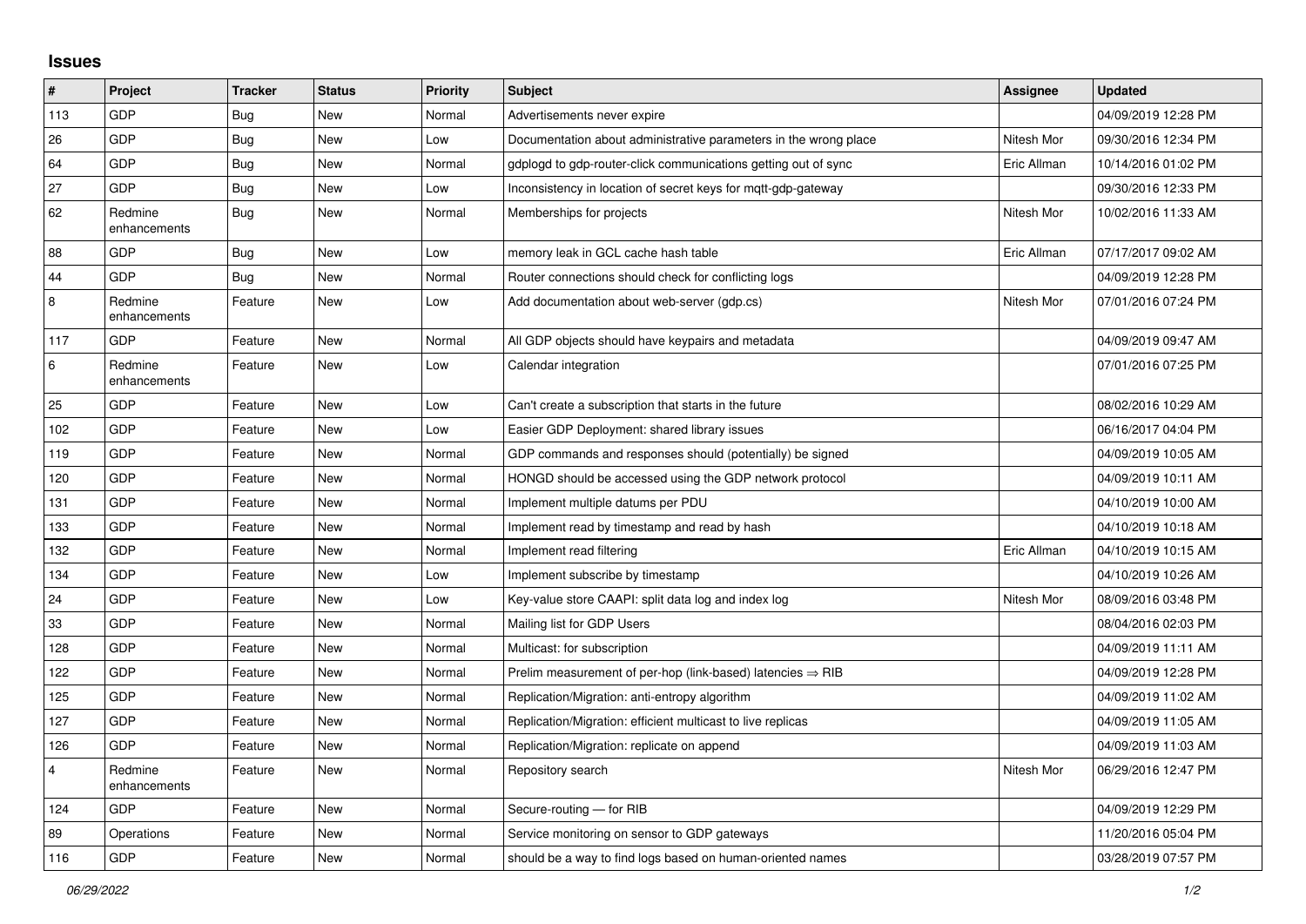## Issues

| # | Project | Tracker | Status | Priority | Subject | Assignee | Updated |
|---|---|---|---|---|---|---|---|
| 113 | GDP | Bug | New | Normal | Advertisements never expire | | 04/09/2019 12:28 PM |
| 26 | GDP | Bug | New | Low | Documentation about administrative parameters in the wrong place | Nitesh Mor | 09/30/2016 12:34 PM |
| 64 | GDP | Bug | New | Normal | gdplogd to gdp-router-click communications getting out of sync | Eric Allman | 10/14/2016 01:02 PM |
| 27 | GDP | Bug | New | Low | Inconsistency in location of secret keys for mqtt-gdp-gateway | | 09/30/2016 12:33 PM |
| 62 | Redmine enhancements | Bug | New | Normal | Memberships for projects | Nitesh Mor | 10/02/2016 11:33 AM |
| 88 | GDP | Bug | New | Low | memory leak in GCL cache hash table | Eric Allman | 07/17/2017 09:02 AM |
| 44 | GDP | Bug | New | Normal | Router connections should check for conflicting logs | | 04/09/2019 12:28 PM |
| 8 | Redmine enhancements | Feature | New | Low | Add documentation about web-server (gdp.cs) | Nitesh Mor | 07/01/2016 07:24 PM |
| 117 | GDP | Feature | New | Normal | All GDP objects should have keypairs and metadata | | 04/09/2019 09:47 AM |
| 6 | Redmine enhancements | Feature | New | Low | Calendar integration | | 07/01/2016 07:25 PM |
| 25 | GDP | Feature | New | Low | Can't create a subscription that starts in the future | | 08/02/2016 10:29 AM |
| 102 | GDP | Feature | New | Low | Easier GDP Deployment: shared library issues | | 06/16/2017 04:04 PM |
| 119 | GDP | Feature | New | Normal | GDP commands and responses should (potentially) be signed | | 04/09/2019 10:05 AM |
| 120 | GDP | Feature | New | Normal | HONGD should be accessed using the GDP network protocol | | 04/09/2019 10:11 AM |
| 131 | GDP | Feature | New | Normal | Implement multiple datums per PDU | | 04/10/2019 10:00 AM |
| 133 | GDP | Feature | New | Normal | Implement read by timestamp and read by hash | | 04/10/2019 10:18 AM |
| 132 | GDP | Feature | New | Normal | Implement read filtering | Eric Allman | 04/10/2019 10:15 AM |
| 134 | GDP | Feature | New | Low | Implement subscribe by timestamp | | 04/10/2019 10:26 AM |
| 24 | GDP | Feature | New | Low | Key-value store CAAPI: split data log and index log | Nitesh Mor | 08/09/2016 03:48 PM |
| 33 | GDP | Feature | New | Normal | Mailing list for GDP Users | | 08/04/2016 02:03 PM |
| 128 | GDP | Feature | New | Normal | Multicast: for subscription | | 04/09/2019 11:11 AM |
| 122 | GDP | Feature | New | Normal | Prelim measurement of per-hop (link-based) latencies ⇒ RIB | | 04/09/2019 12:28 PM |
| 125 | GDP | Feature | New | Normal | Replication/Migration: anti-entropy algorithm | | 04/09/2019 11:02 AM |
| 127 | GDP | Feature | New | Normal | Replication/Migration: efficient multicast to live replicas | | 04/09/2019 11:05 AM |
| 126 | GDP | Feature | New | Normal | Replication/Migration: replicate on append | | 04/09/2019 11:03 AM |
| 4 | Redmine enhancements | Feature | New | Normal | Repository search | Nitesh Mor | 06/29/2016 12:47 PM |
| 124 | GDP | Feature | New | Normal | Secure-routing — for RIB | | 04/09/2019 12:29 PM |
| 89 | Operations | Feature | New | Normal | Service monitoring on sensor to GDP gateways | | 11/20/2016 05:04 PM |
| 116 | GDP | Feature | New | Normal | should be a way to find logs based on human-oriented names | | 03/28/2019 07:57 PM |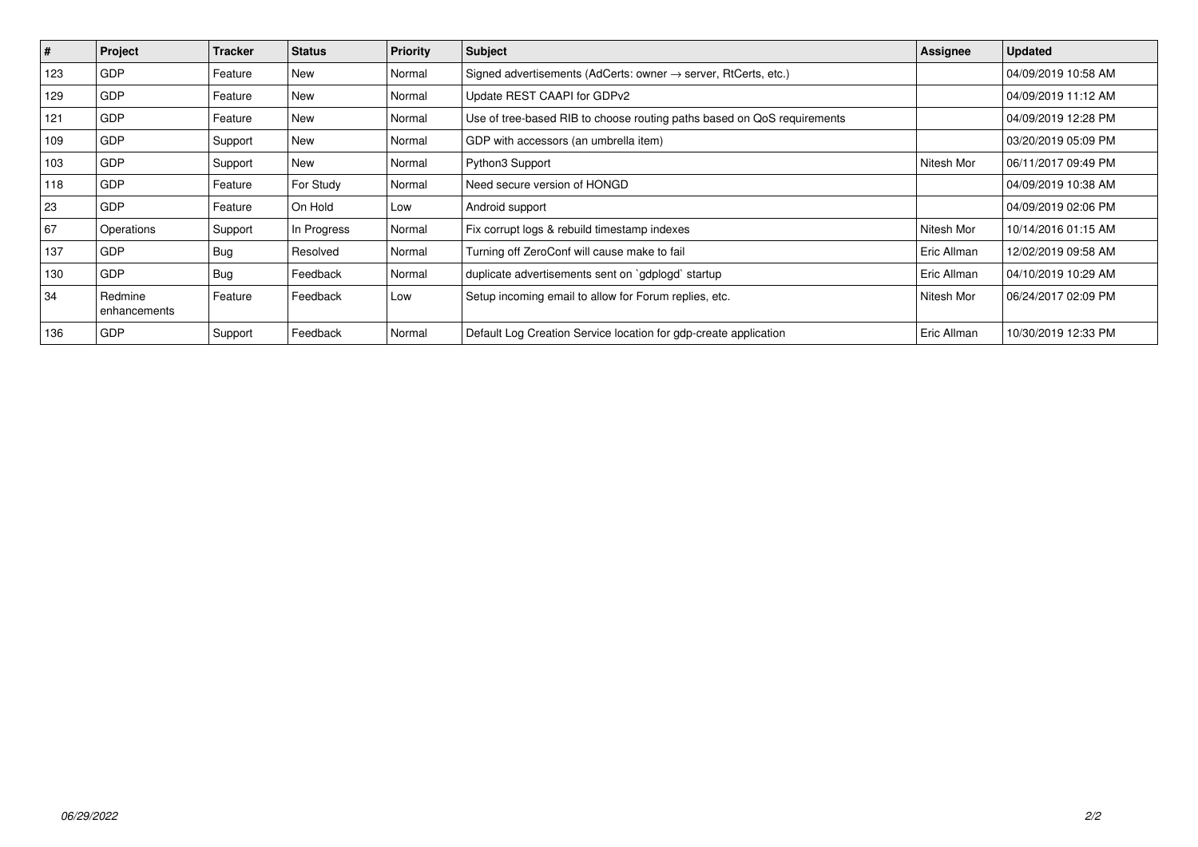| # | Project | Tracker | Status | Priority | Subject | Assignee | Updated |
|---|---|---|---|---|---|---|---|
| 123 | GDP | Feature | New | Normal | Signed advertisements (AdCerts: owner → server, RtCerts, etc.) | | 04/09/2019 10:58 AM |
| 129 | GDP | Feature | New | Normal | Update REST CAAPI for GDPv2 | | 04/09/2019 11:12 AM |
| 121 | GDP | Feature | New | Normal | Use of tree-based RIB to choose routing paths based on QoS requirements | | 04/09/2019 12:28 PM |
| 109 | GDP | Support | New | Normal | GDP with accessors (an umbrella item) | | 03/20/2019 05:09 PM |
| 103 | GDP | Support | New | Normal | Python3 Support | Nitesh Mor | 06/11/2017 09:49 PM |
| 118 | GDP | Feature | For Study | Normal | Need secure version of HONGD | | 04/09/2019 10:38 AM |
| 23 | GDP | Feature | On Hold | Low | Android support | | 04/09/2019 02:06 PM |
| 67 | Operations | Support | In Progress | Normal | Fix corrupt logs & rebuild timestamp indexes | Nitesh Mor | 10/14/2016 01:15 AM |
| 137 | GDP | Bug | Resolved | Normal | Turning off ZeroConf will cause make to fail | Eric Allman | 12/02/2019 09:58 AM |
| 130 | GDP | Bug | Feedback | Normal | duplicate advertisements sent on `gdplogd` startup | Eric Allman | 04/10/2019 10:29 AM |
| 34 | Redmine enhancements | Feature | Feedback | Low | Setup incoming email to allow for Forum replies, etc. | Nitesh Mor | 06/24/2017 02:09 PM |
| 136 | GDP | Support | Feedback | Normal | Default Log Creation Service location for gdp-create application | Eric Allman | 10/30/2019 12:33 PM |

*06/29/2022*